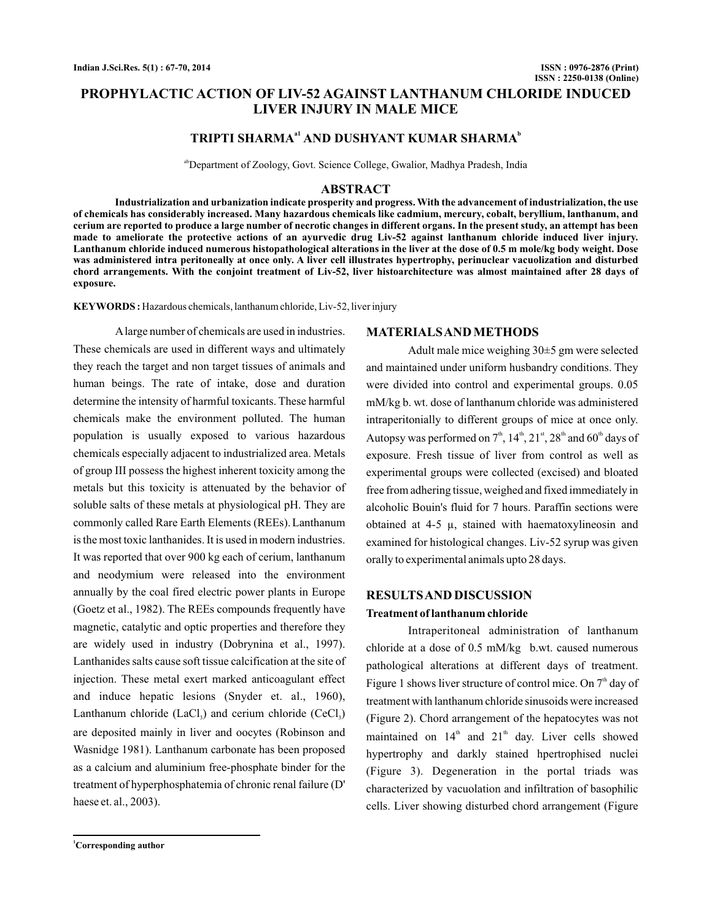# PROPHYLACTIC ACTION OF LIV-52 AGAINST LANTHANUM CHLORIDE INDUCED LIVER INJURY IN MALE MICE

**TRIPTI SHARMA[a1] AND DUSHYANT KUMAR SHARMA[b]**

[ab]Department of Zoology, Govt. Science College, Gwalior, Madhya Pradesh, India

## ABSTRACT

**Industrialization and urbanization indicate prosperity and progress. With the advancement of industrialization, the use of chemicals has considerably increased. Many hazardous chemicals like cadmium, mercury, cobalt, beryllium, lanthanum, and cerium are reported to produce a large number of necrotic changes in different organs. In the present study, an attempt has been made to ameliorate the protective actions of an ayurvedic drug Liv-52 against lanthanum chloride induced liver injury. Lanthanum chloride induced numerous histopathological alterations in the liver at the dose of 0.5 m mole/kg body weight. Dose was administered intra peritoneally at once only. A liver cell illustrates hypertrophy, perinuclear vacuolization and disturbed chord arrangements. With the conjoint treatment of Liv-52, liver histoarchitecture was almost maintained after 28 days of exposure.**

**KEYWORDS :** Hazardous chemicals, lanthanum chloride, Liv-52, liver injury

A large number of chemicals are used in industries. These chemicals are used in different ways and ultimately they reach the target and non target tissues of animals and human beings. The rate of intake, dose and duration determine the intensity of harmful toxicants. These harmful chemicals make the environment polluted. The human population is usually exposed to various hazardous chemicals especially adjacent to industrialized area. Metals of group III possess the highest inherent toxicity among the metals but this toxicity is attenuated by the behavior of soluble salts of these metals at physiological pH. They are commonly called Rare Earth Elements (REEs). Lanthanum is the most toxic lanthanides. It is used in modern industries. It was reported that over 900 kg each of cerium, lanthanum and neodymium were released into the environment annually by the coal fired electric power plants in Europe (Goetz et al., 1982). The REEs compounds frequently have magnetic, catalytic and optic properties and therefore they are widely used in industry (Dobrynina et al., 1997). Lanthanides salts cause soft tissue calcification at the site of injection. These metal exert marked anticoagulant effect and induce hepatic lesions (Snyder et. al., 1960), Lanthanum chloride ($LaCl_3$) and cerium chloride ($CeCl_3$) are deposited mainly in liver and oocytes (Robinson and Wasnidge 1981). Lanthanum carbonate has been proposed as a calcium and aluminium free-phosphate binder for the treatment of hyperphosphatemia of chronic renal failure (D' haese et. al., 2003).

## MATERIALS AND METHODS

Adult male mice weighing 30±5 gm were selected and maintained under uniform husbandry conditions. They were divided into control and experimental groups. 0.05 mM/kg b. wt. dose of lanthanum chloride was administered intraperitonially to different groups of mice at once only. Autopsy was performed on 7[th], 14[th], 21[st], 28[th] and 60[th] days of exposure. Fresh tissue of liver from control as well as experimental groups were collected (excised) and bloated free from adhering tissue, weighed and fixed immediately in alcoholic Bouin's fluid for 7 hours. Paraffin sections were obtained at 4-5 μ, stained with haematoxylineosin and examined for histological changes. Liv-52 syrup was given orally to experimental animals upto 28 days.

## RESULTS AND DISCUSSION

### Treatment of lanthanum chloride

Intraperitoneal administration of lanthanum chloride at a dose of 0.5 mM/kg b.wt. caused numerous pathological alterations at different days of treatment. Figure 1 shows liver structure of control mice. On 7[th] day of treatment with lanthanum chloride sinusoids were increased (Figure 2). Chord arrangement of the hepatocytes was not maintained on 14[th] and 21[st] day. Liver cells showed hypertrophy and darkly stained hpertrophised nuclei (Figure 3). Degeneration in the portal triads was characterized by vacuolation and infiltration of basophilic cells. Liver showing disturbed chord arrangement (Figure

[1]Corresponding author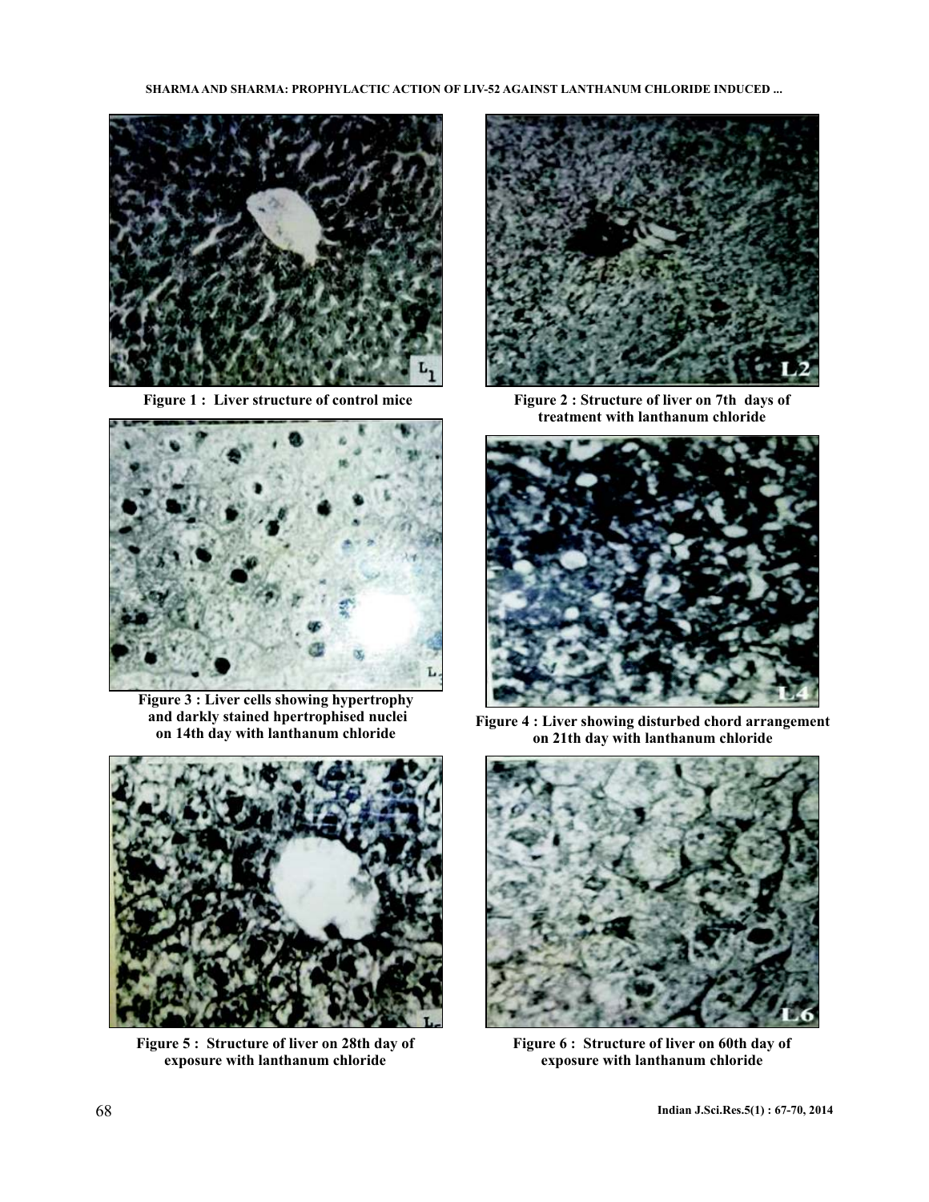Figure 1 : Liver structure of control mice

Figure 2 : Structure of liver on 7th days of treatment with lanthanum chloride

Figure 3 : Liver cells showing hypertrophy and darkly stained hpertrophised nuclei on 14th day with lanthanum chloride

Figure 4 : Liver showing disturbed chord arrangement on 21th day with lanthanum chloride

Figure 5 : Structure of liver on 28th day of exposure with lanthanum chloride

Figure 6 : Structure of liver on 60th day of exposure with lanthanum chloride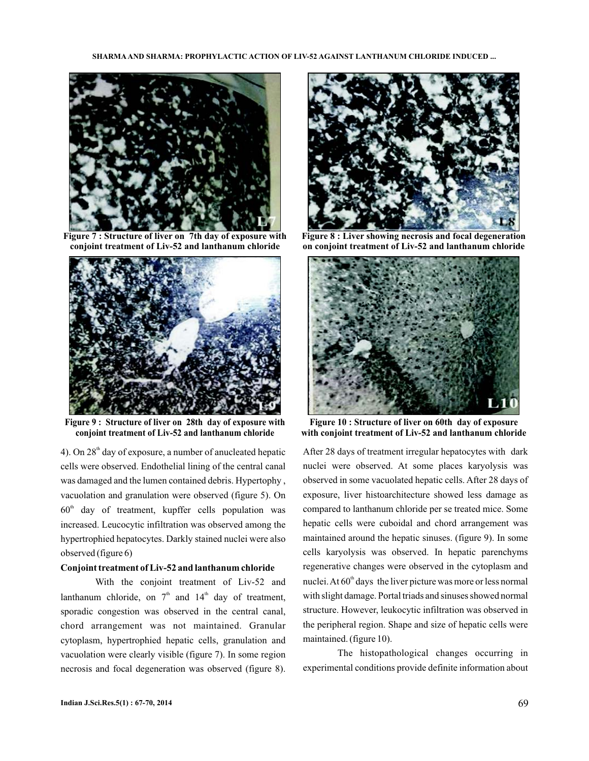Figure 7 : Structure of liver on 7th day of exposure with conjoint treatment of Liv-52 and lanthanum chloride

Figure 8 : Liver showing necrosis and focal degeneration on conjoint treatment of Liv-52 and lanthanum chloride

Figure 9 : Structure of liver on 28th day of exposure with conjoint treatment of Liv-52 and lanthanum chloride

Figure 10 : Structure of liver on 60th day of exposure with conjoint treatment of Liv-52 and lanthanum chloride

4). On $28^{th}$ day of exposure, a number of anucleated hepatic cells were observed. Endothelial lining of the central canal was damaged and the lumen contained debris. Hypertophy , vacuolation and granulation were observed (figure 5). On $60^{th}$ day of treatment, kupffer cells population was increased. Leucocytic infiltration was observed among the hypertrophied hepatocytes. Darkly stained nuclei were also observed (figure 6)

**Conjoint treatment of Liv-52 and lanthanum chloride**

With the conjoint treatment of Liv-52 and lanthanum chloride, on $7^{th}$ and $14^{th}$ day of treatment, sporadic congestion was observed in the central canal, chord arrangement was not maintained. Granular cytoplasm, hypertrophied hepatic cells, granulation and vacuolation were clearly visible (figure 7). In some region necrosis and focal degeneration was observed (figure 8). After 28 days of treatment irregular hepatocytes with dark nuclei were observed. At some places karyolysis was observed in some vacuolated hepatic cells. After 28 days of exposure, liver histoarchitecture showed less damage as compared to lanthanum chloride per se treated mice. Some hepatic cells were cuboidal and chord arrangement was maintained around the hepatic sinuses. (figure 9). In some cells karyolysis was observed. In hepatic parenchyms regenerative changes were observed in the cytoplasm and nuclei. At $60^{th}$ days the liver picture was more or less normal with slight damage. Portal triads and sinuses showed normal structure. However, leukocytic infiltration was observed in the peripheral region. Shape and size of hepatic cells were maintained. (figure 10).

The histopathological changes occurring in experimental conditions provide definite information about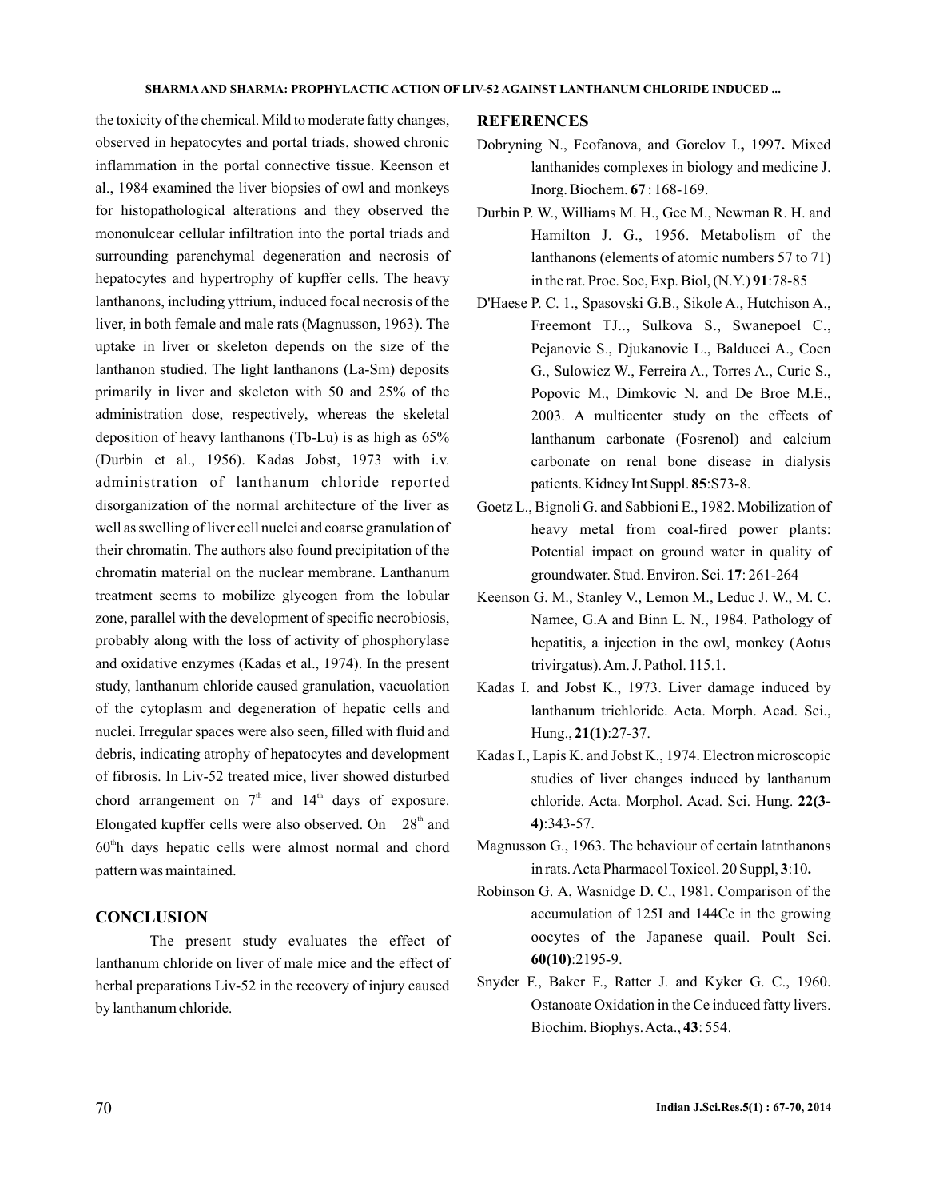the toxicity of the chemical. Mild to moderate fatty changes, observed in hepatocytes and portal triads, showed chronic inflammation in the portal connective tissue. Keenson et al., 1984 examined the liver biopsies of owl and monkeys for histopathological alterations and they observed the mononulcear cellular infiltration into the portal triads and surrounding parenchymal degeneration and necrosis of hepatocytes and hypertrophy of kupffer cells. The heavy lanthanons, including yttrium, induced focal necrosis of the liver, in both female and male rats (Magnusson, 1963). The uptake in liver or skeleton depends on the size of the lanthanon studied. The light lanthanons (La-Sm) deposits primarily in liver and skeleton with 50 and 25% of the administration dose, respectively, whereas the skeletal deposition of heavy lanthanons (Tb-Lu) is as high as 65% (Durbin et al., 1956). Kadas Jobst, 1973 with i.v. administration of lanthanum chloride reported disorganization of the normal architecture of the liver as well as swelling of liver cell nuclei and coarse granulation of their chromatin. The authors also found precipitation of the chromatin material on the nuclear membrane. Lanthanum treatment seems to mobilize glycogen from the lobular zone, parallel with the development of specific necrobiosis, probably along with the loss of activity of phosphorylase and oxidative enzymes (Kadas et al., 1974). In the present study, lanthanum chloride caused granulation, vacuolation of the cytoplasm and degeneration of hepatic cells and nuclei. Irregular spaces were also seen, filled with fluid and debris, indicating atrophy of hepatocytes and development of fibrosis. In Liv-52 treated mice, liver showed disturbed chord arrangement on $7^{th}$ and $14^{th}$ days of exposure. Elongated kupffer cells were also observed. On $28^{th}$ and $60^{th}$h days hepatic cells were almost normal and chord pattern was maintained.

## CONCLUSION

The present study evaluates the effect of lanthanum chloride on liver of male mice and the effect of herbal preparations Liv-52 in the recovery of injury caused by lanthanum chloride.

## REFERENCES

Dobryning N., Feofanova, and Gorelov I., 1997. Mixed lanthanides complexes in biology and medicine J. Inorg. Biochem. **67** : 168-169.

Durbin P. W., Williams M. H., Gee M., Newman R. H. and Hamilton J. G., 1956. Metabolism of the lanthanons (elements of atomic numbers 57 to 71) in the rat. Proc. Soc, Exp. Biol, (N.Y.) **91**:78-85

D'Haese P. C. 1., Spasovski G.B., Sikole A., Hutchison A., Freemont TJ.., Sulkova S., Swanepoel C., Pejanovic S., Djukanovic L., Balducci A., Coen G., Sulowicz W., Ferreira A., Torres A., Curic S., Popovic M., Dimkovic N. and De Broe M.E., 2003. A multicenter study on the effects of lanthanum carbonate (Fosrenol) and calcium carbonate on renal bone disease in dialysis patients. Kidney Int Suppl. **85**:S73-8.

Goetz L., Bignoli G. and Sabbioni E., 1982. Mobilization of heavy metal from coal-fired power plants: Potential impact on ground water in quality of groundwater. Stud. Environ. Sci. **17**: 261-264

Keenson G. M., Stanley V., Lemon M., Leduc J. W., M. C. Namee, G.A and Binn L. N., 1984. Pathology of hepatitis, a injection in the owl, monkey (Aotus trivirgatus). Am. J. Pathol. 115.1.

Kadas I. and Jobst K., 1973. Liver damage induced by lanthanum trichloride. Acta. Morph. Acad. Sci., Hung., **21(1)**:27-37.

Kadas I., Lapis K. and Jobst K., 1974. Electron microscopic studies of liver changes induced by lanthanum chloride. Acta. Morphol. Acad. Sci. Hung. **22(3-4)**:343-57.

Magnusson G., 1963. The behaviour of certain latnthanons in rats. Acta Pharmacol Toxicol. 20 Suppl, **3**:10**.**

Robinson G. A, Wasnidge D. C., 1981. Comparison of the accumulation of 125I and 144Ce in the growing oocytes of the Japanese quail. Poult Sci. **60(10)**:2195-9.

Snyder F., Baker F., Ratter J. and Kyker G. C., 1960. Ostanoate Oxidation in the Ce induced fatty livers. Biochim. Biophys. Acta., **43**: 554.